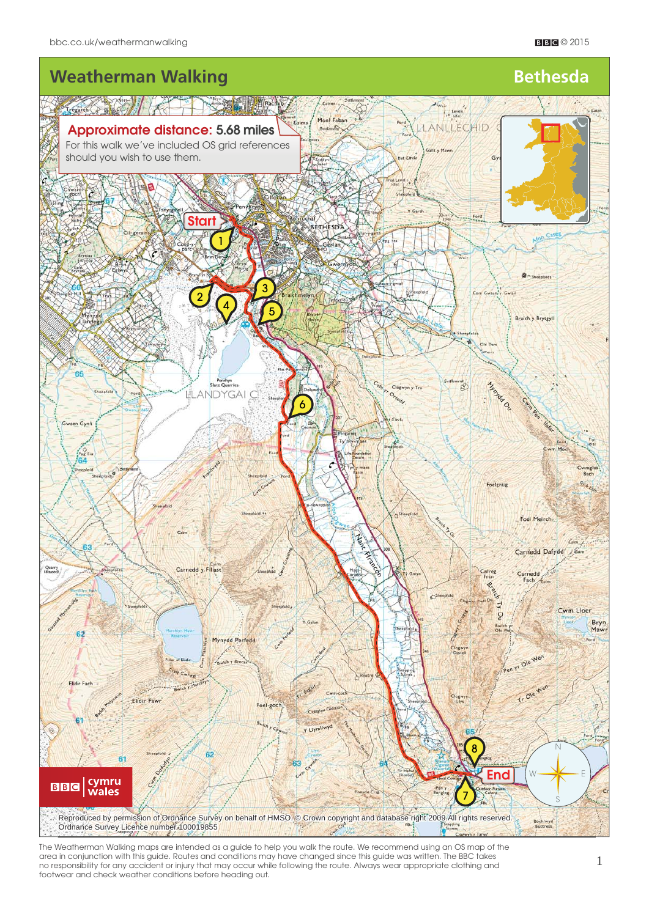# Weatherman Walking

## Bethesda

**Approximate distance: 5.68 miles**

For this walk we've included OS grid references should you wish to use them.

Reproduced by permission of Ordnance Survey on behalf of HMSO. © Crown copyright and database right 2009. All rights reserved. Ordnance Survey Licence number 100019855

The Weatherman Walking maps are intended as a guide to help you walk the route. We recommend using an OS map of the area in conjunction with this guide. Routes and conditions may have changed since this guide was written. The BBC takes no responsibility for any accident or injury that may occur while following the route. Always wear appropriate clothing and footwear and check weather conditions before heading out.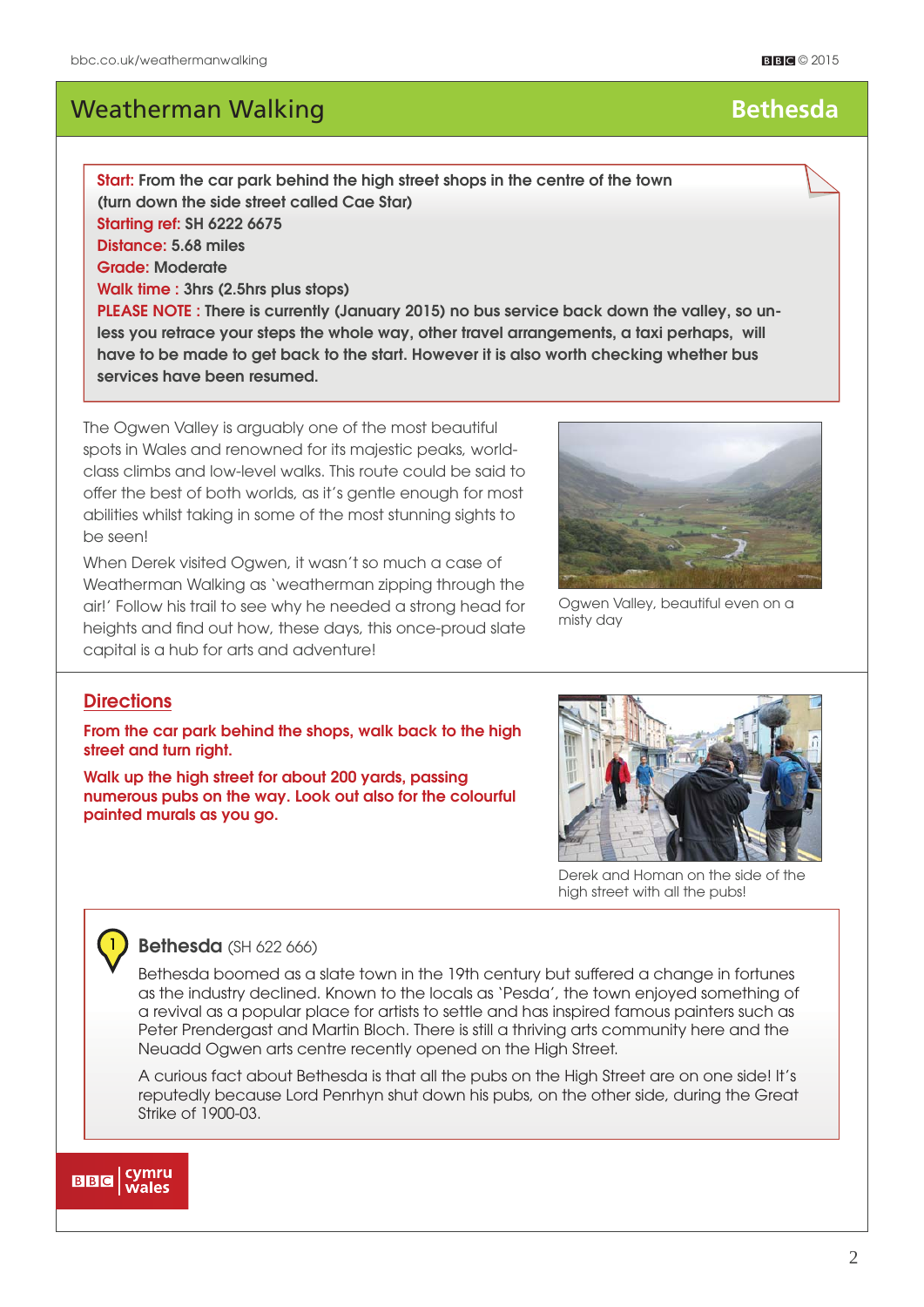# Weatherman Walking — Bethesda

**Start:** From the car park behind the high street shops in the centre of the town (turn down the side street called Cae Star)
**Starting ref:** SH 6222 6675
**Distance:** 5.68 miles
**Grade:** Moderate
**Walk time :** 3hrs (2.5hrs plus stops)
**PLEASE NOTE :** There is currently (January 2015) no bus service back down the valley, so unless you retrace your steps the whole way, other travel arrangements, a taxi perhaps, will have to be made to get back to the start. However it is also worth checking whether bus services have been resumed.

The Ogwen Valley is arguably one of the most beautiful spots in Wales and renowned for its majestic peaks, world-class climbs and low-level walks. This route could be said to offer the best of both worlds, as it's gentle enough for most abilities whilst taking in some of the most stunning sights to be seen!

When Derek visited Ogwen, it wasn't so much a case of Weatherman Walking as 'weatherman zipping through the air!' Follow his trail to see why he needed a strong head for heights and find out how, these days, this once-proud slate capital is a hub for arts and adventure!

Ogwen Valley, beautiful even on a misty day

## Directions

**From the car park behind the shops, walk back to the high street and turn right.**

**Walk up the high street for about 200 yards, passing numerous pubs on the way. Look out also for the colourful painted murals as you go.**

Derek and Homan on the side of the high street with all the pubs!

### 1 Bethesda (SH 622 666)

Bethesda boomed as a slate town in the 19th century but suffered a change in fortunes as the industry declined. Known to the locals as 'Pesda', the town enjoyed something of a revival as a popular place for artists to settle and has inspired famous painters such as Peter Prendergast and Martin Bloch. There is still a thriving arts community here and the Neuadd Ogwen arts centre recently opened on the High Street.

A curious fact about Bethesda is that all the pubs on the High Street are on one side! It's reputedly because Lord Penrhyn shut down his pubs, on the other side, during the Great Strike of 1900-03.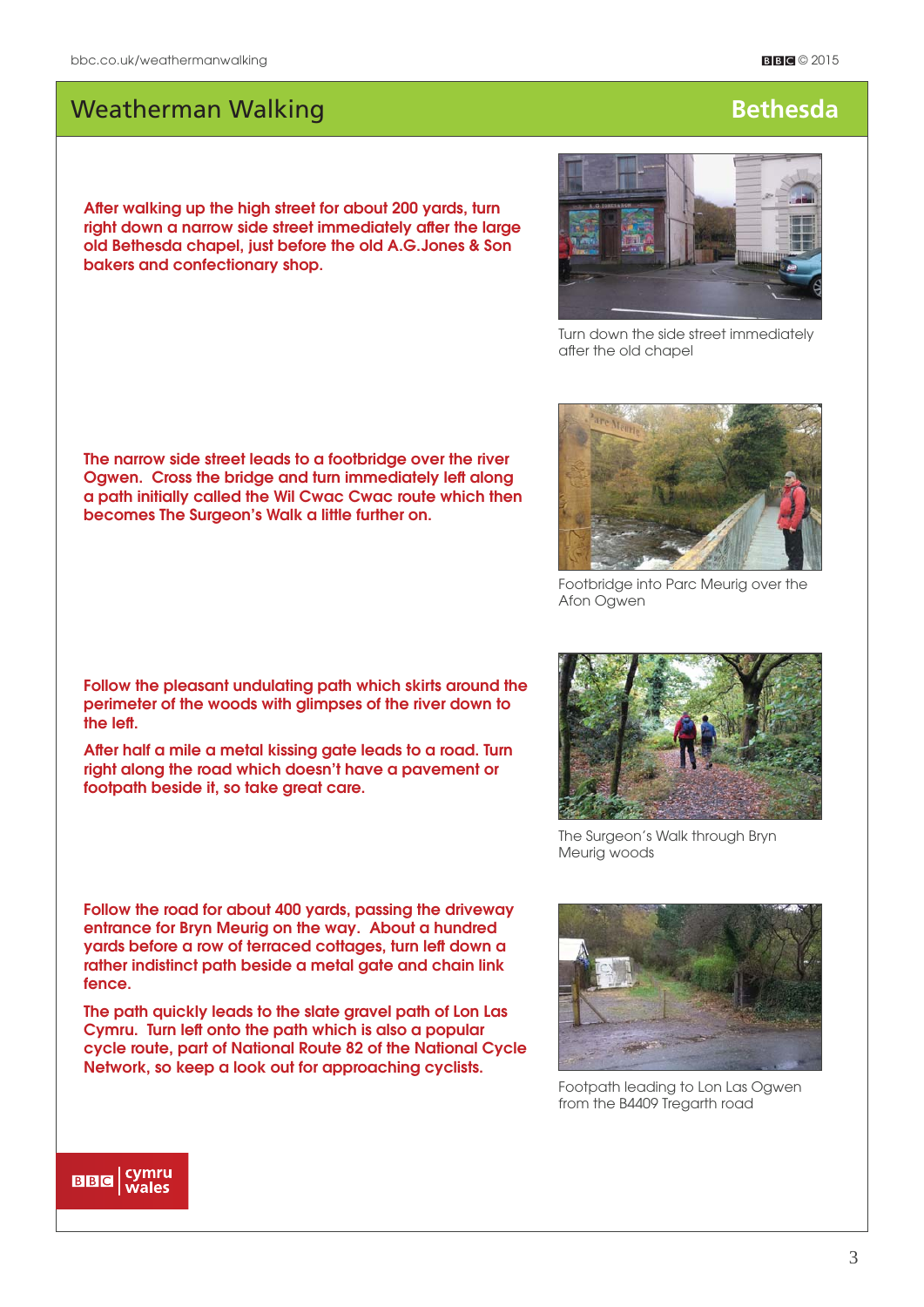After walking up the high street for about 200 yards, turn right down a narrow side street immediately after the large old Bethesda chapel, just before the old A.G.Jones & Son bakers and confectionary shop.

Turn down the side street immediately after the old chapel

The narrow side street leads to a footbridge over the river Ogwen. Cross the bridge and turn immediately left along a path initially called the Wil Cwac Cwac route which then becomes The Surgeon's Walk a little further on.

Footbridge into Parc Meurig over the Afon Ogwen

Follow the pleasant undulating path which skirts around the perimeter of the woods with glimpses of the river down to the left.

After half a mile a metal kissing gate leads to a road. Turn right along the road which doesn't have a pavement or footpath beside it, so take great care.

The Surgeon's Walk through Bryn Meurig woods

Follow the road for about 400 yards, passing the driveway entrance for Bryn Meurig on the way. About a hundred yards before a row of terraced cottages, turn left down a rather indistinct path beside a metal gate and chain link fence.

The path quickly leads to the slate gravel path of Lon Las Cymru. Turn left onto the path which is also a popular cycle route, part of National Route 82 of the National Cycle Network, so keep a look out for approaching cyclists.

Footpath leading to Lon Las Ogwen from the B4409 Tregarth road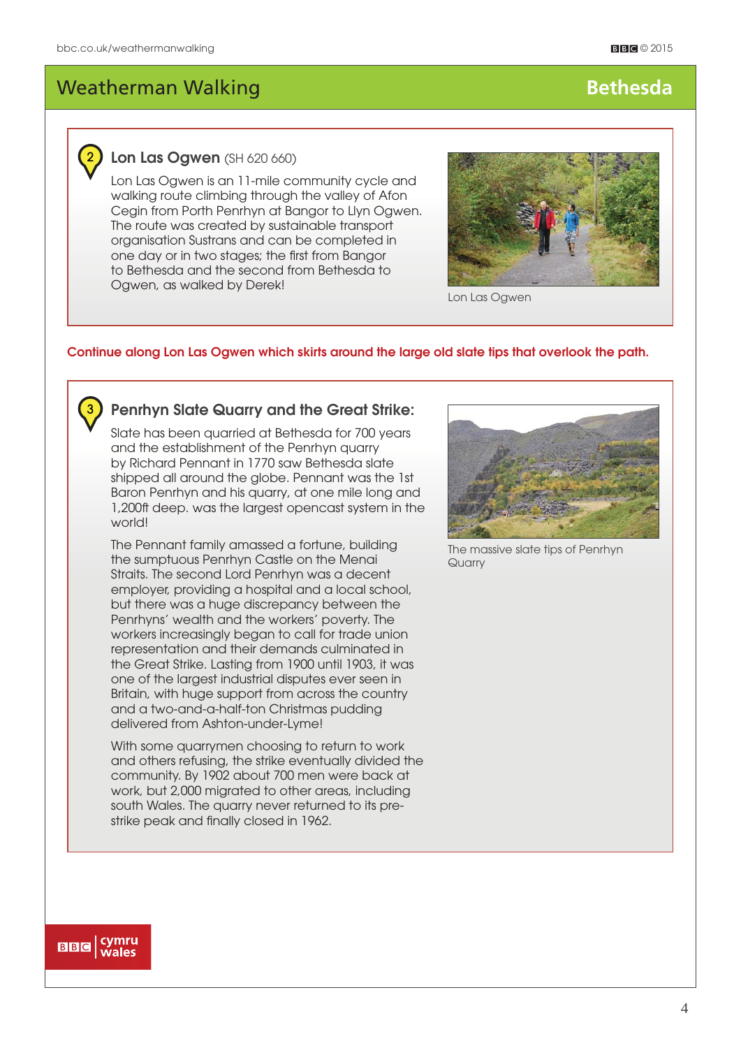## 2 Lon Las Ogwen (SH 620 660)

Lon Las Ogwen is an 11-mile community cycle and walking route climbing through the valley of Afon Cegin from Porth Penrhyn at Bangor to Llyn Ogwen. The route was created by sustainable transport organisation Sustrans and can be completed in one day or in two stages; the first from Bangor to Bethesda and the second from Bethesda to Ogwen, as walked by Derek!

Lon Las Ogwen

**Continue along Lon Las Ogwen which skirts around the large old slate tips that overlook the path.**

## 3 Penrhyn Slate Quarry and the Great Strike:

Slate has been quarried at Bethesda for 700 years and the establishment of the Penrhyn quarry by Richard Pennant in 1770 saw Bethesda slate shipped all around the globe. Pennant was the 1st Baron Penrhyn and his quarry, at one mile long and 1,200ft deep. was the largest opencast system in the world!

The Pennant family amassed a fortune, building the sumptuous Penrhyn Castle on the Menai Straits. The second Lord Penrhyn was a decent employer, providing a hospital and a local school, but there was a huge discrepancy between the Penrhyns' wealth and the workers' poverty. The workers increasingly began to call for trade union representation and their demands culminated in the Great Strike. Lasting from 1900 until 1903, it was one of the largest industrial disputes ever seen in Britain, with huge support from across the country and a two-and-a-half-ton Christmas pudding delivered from Ashton-under-Lyme!

With some quarrymen choosing to return to work and others refusing, the strike eventually divided the community. By 1902 about 700 men were back at work, but 2,000 migrated to other areas, including south Wales. The quarry never returned to its pre-strike peak and finally closed in 1962.

The massive slate tips of Penrhyn Quarry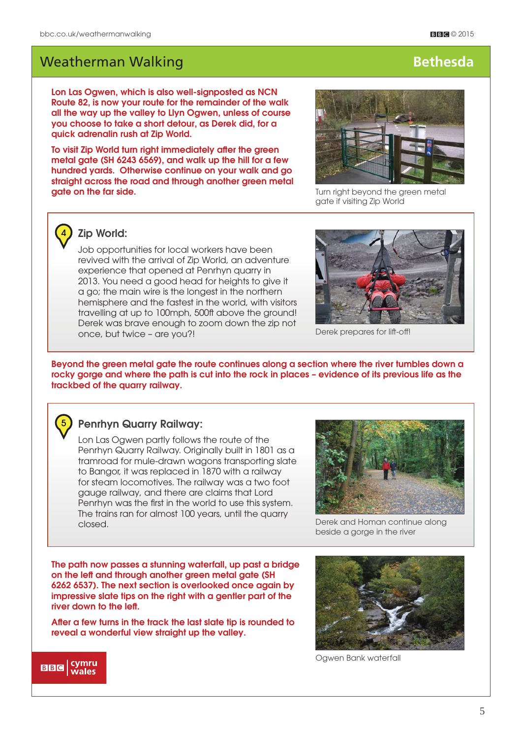## Weatherman Walking — Bethesda

**Lon Las Ogwen, which is also well-signposted as NCN Route 82, is now your route for the remainder of the walk all the way up the valley to Llyn Ogwen, unless of course you choose to take a short detour, as Derek did, for a quick adrenalin rush at Zip World.**

**To visit Zip World turn right immediately after the green metal gate (SH 6243 6569), and walk up the hill for a few hundred yards. Otherwise continue on your walk and go straight across the road and through another green metal gate on the far side.**

Turn right beyond the green metal gate if visiting Zip World

### 4 Zip World:

Job opportunities for local workers have been revived with the arrival of Zip World, an adventure experience that opened at Penrhyn quarry in 2013. You need a good head for heights to give it a go; the main wire is the longest in the northern hemisphere and the fastest in the world, with visitors travelling at up to 100mph, 500ft above the ground! Derek was brave enough to zoom down the zip not once, but twice – are you?!

Derek prepares for lift-off!

**Beyond the green metal gate the route continues along a section where the river tumbles down a rocky gorge and where the path is cut into the rock in places – evidence of its previous life as the trackbed of the quarry railway.**

### 5 Penrhyn Quarry Railway:

Lon Las Ogwen partly follows the route of the Penrhyn Quarry Railway. Originally built in 1801 as a tramroad for mule-drawn wagons transporting slate to Bangor, it was replaced in 1870 with a railway for steam locomotives. The railway was a two foot gauge railway, and there are claims that Lord Penrhyn was the first in the world to use this system. The trains ran for almost 100 years, until the quarry closed.

Derek and Homan continue along beside a gorge in the river

**The path now passes a stunning waterfall, up past a bridge on the left and through another green metal gate (SH 6262 6537). The next section is overlooked once again by impressive slate tips on the right with a gentler part of the river down to the left.**

**After a few turns in the track the last slate tip is rounded to reveal a wonderful view straight up the valley.**

Ogwen Bank waterfall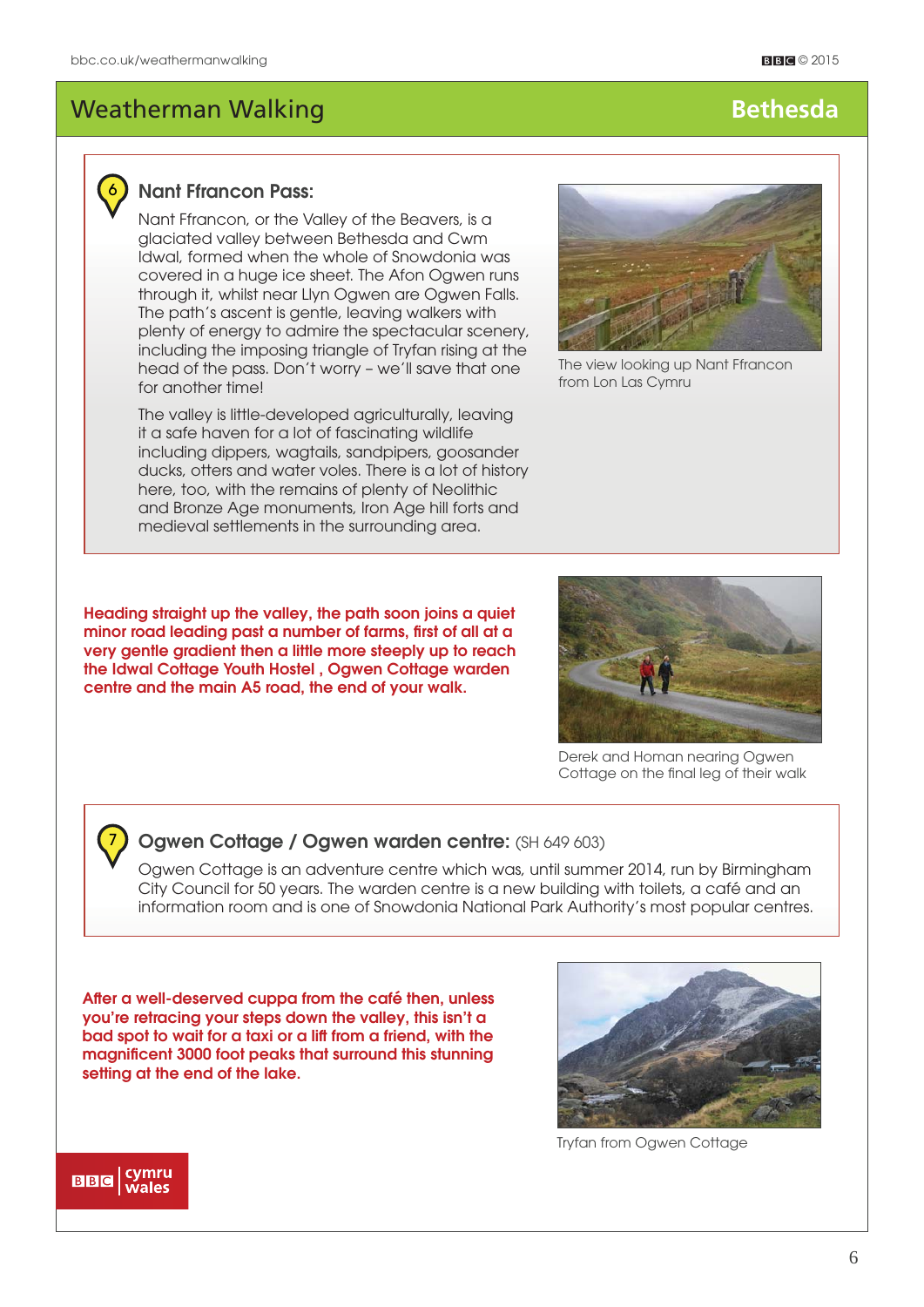# Weatherman Walking

## Bethesda

### 6 Nant Ffrancon Pass:

Nant Ffrancon, or the Valley of the Beavers, is a glaciated valley between Bethesda and Cwm Idwal, formed when the whole of Snowdonia was covered in a huge ice sheet. The Afon Ogwen runs through it, whilst near Llyn Ogwen are Ogwen Falls. The path's ascent is gentle, leaving walkers with plenty of energy to admire the spectacular scenery, including the imposing triangle of Tryfan rising at the head of the pass. Don't worry – we'll save that one for another time!

The valley is little-developed agriculturally, leaving it a safe haven for a lot of fascinating wildlife including dippers, wagtails, sandpipers, goosander ducks, otters and water voles. There is a lot of history here, too, with the remains of plenty of Neolithic and Bronze Age monuments, Iron Age hill forts and medieval settlements in the surrounding area.

The view looking up Nant Ffrancon from Lon Las Cymru

**Heading straight up the valley, the path soon joins a quiet minor road leading past a number of farms, first of all at a very gentle gradient then a little more steeply up to reach the Idwal Cottage Youth Hostel , Ogwen Cottage warden centre and the main A5 road, the end of your walk.**

Derek and Homan nearing Ogwen Cottage on the final leg of their walk

### 7 Ogwen Cottage / Ogwen warden centre: (SH 649 603)

Ogwen Cottage is an adventure centre which was, until summer 2014, run by Birmingham City Council for 50 years. The warden centre is a new building with toilets, a café and an information room and is one of Snowdonia National Park Authority's most popular centres.

**After a well-deserved cuppa from the café then, unless you're retracing your steps down the valley, this isn't a bad spot to wait for a taxi or a lift from a friend, with the magnificent 3000 foot peaks that surround this stunning setting at the end of the lake.**

Tryfan from Ogwen Cottage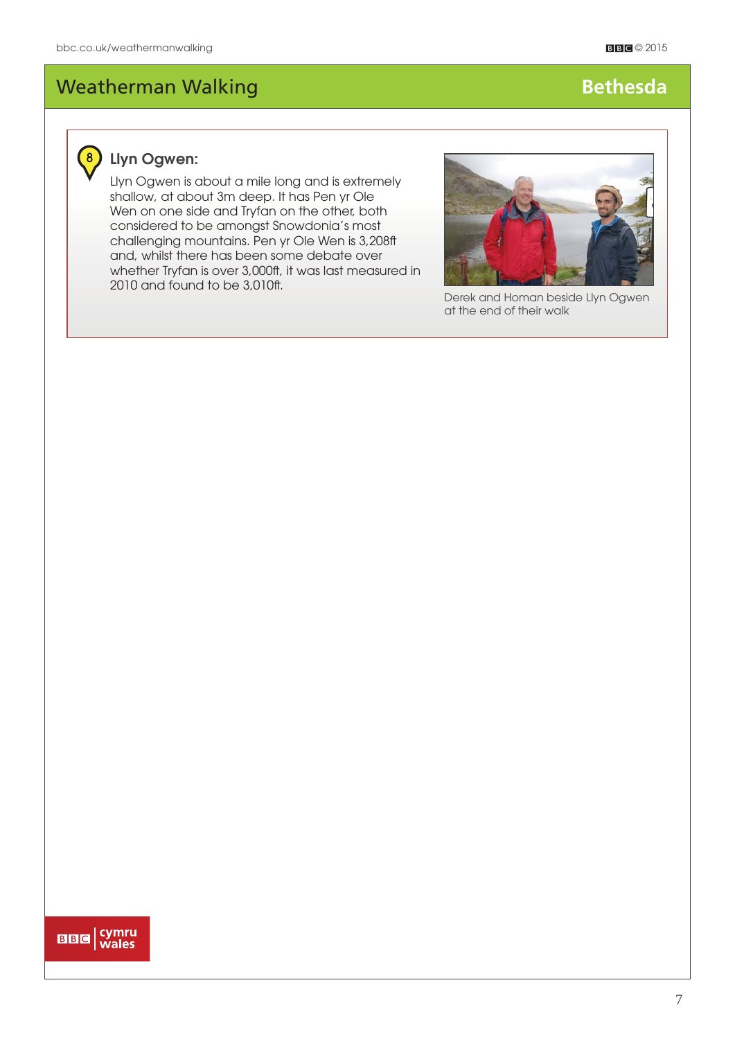## 8 Llyn Ogwen:

Llyn Ogwen is about a mile long and is extremely shallow, at about 3m deep. It has Pen yr Ole Wen on one side and Tryfan on the other, both considered to be amongst Snowdonia's most challenging mountains. Pen yr Ole Wen is 3,208ft and, whilst there has been some debate over whether Tryfan is over 3,000ft, it was last measured in 2010 and found to be 3,010ft.

Derek and Homan beside Llyn Ogwen at the end of their walk